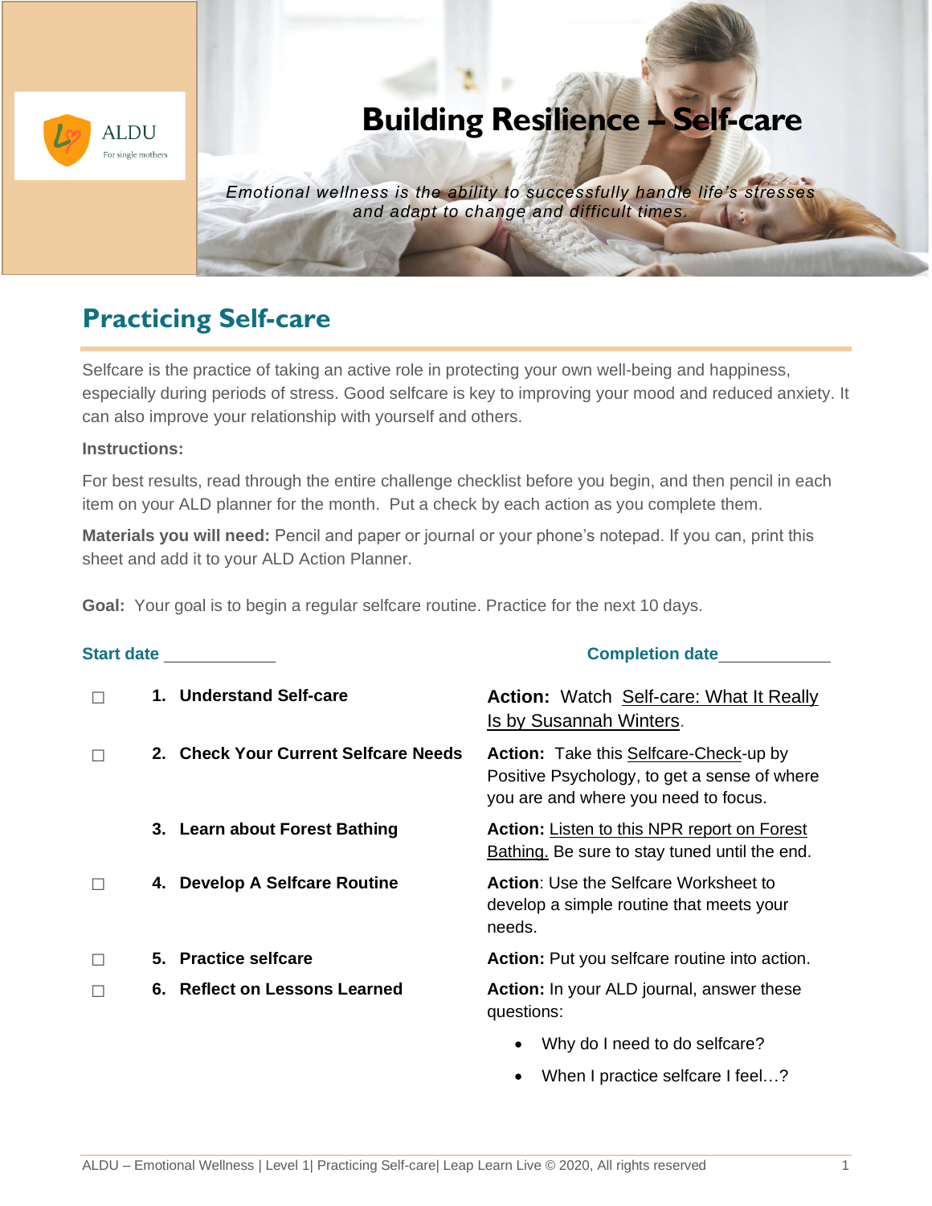ALDU
For single mothers

# Building Resilience – Self-care

*Emotional wellness is the ability to successfully handle life's stresses and adapt to change and difficult times.*

## Practicing Self-care

Selfcare is the practice of taking an active role in protecting your own well-being and happiness, especially during periods of stress. Good selfcare is key to improving your mood and reduced anxiety. It can also improve your relationship with yourself and others.

**Instructions:**

For best results, read through the entire challenge checklist before you begin, and then pencil in each item on your ALD planner for the month. Put a check by each action as you complete them.

**Materials you will need:** Pencil and paper or journal or your phone's notepad. If you can, print this sheet and add it to your ALD Action Planner.

**Goal:** Your goal is to begin a regular selfcare routine. Practice for the next 10 days.

**Start date** ____________ **Completion date**____________

| | Step | Action |
|---|---|---|
| ☐ | **1. Understand Self-care** | **Action:** Watch Self-care: What It Really Is by Susannah Winters. |
| ☐ | **2. Check Your Current Selfcare Needs** | **Action:** Take this Selfcare-Check-up by Positive Psychology, to get a sense of where you are and where you need to focus. |
| | **3. Learn about Forest Bathing** | **Action:** Listen to this NPR report on Forest Bathing. Be sure to stay tuned until the end. |
| ☐ | **4. Develop A Selfcare Routine** | **Action**: Use the Selfcare Worksheet to develop a simple routine that meets your needs. |
| ☐ | **5. Practice selfcare** | **Action:** Put you selfcare routine into action. |
| ☐ | **6. Reflect on Lessons Learned** | **Action:** In your ALD journal, answer these questions: |

- Why do I need to do selfcare?
- When I practice selfcare I feel…?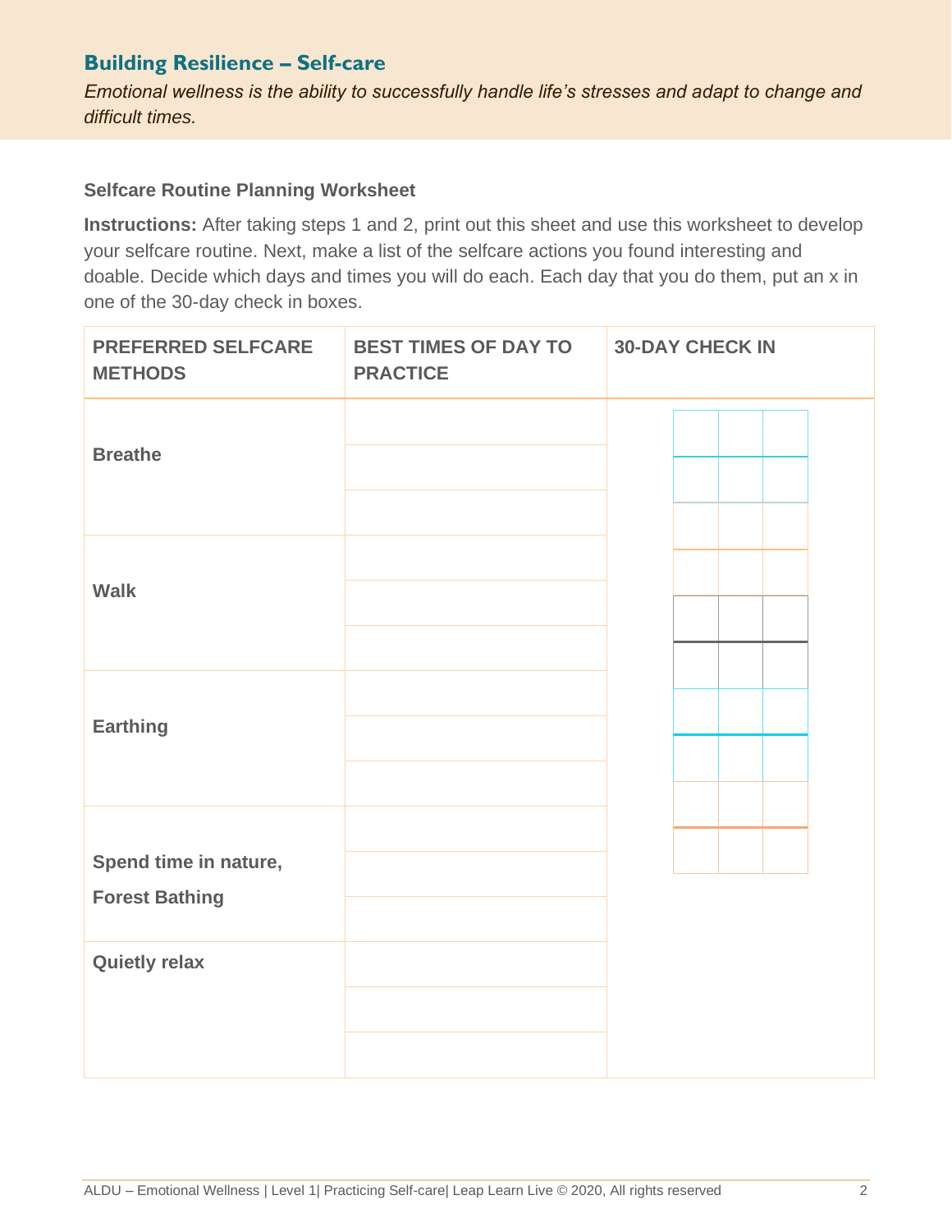## Building Resilience – Self-care

*Emotional wellness is the ability to successfully handle life's stresses and adapt to change and difficult times.*

**Selfcare Routine Planning Worksheet**

**Instructions:** After taking steps 1 and 2, print out this sheet and use this worksheet to develop your selfcare routine. Next, make a list of the selfcare actions you found interesting and doable. Decide which days and times you will do each. Each day that you do them, put an x in one of the 30-day check in boxes.

| PREFERRED SELFCARE METHODS | BEST TIMES OF DAY TO PRACTICE | 30-DAY CHECK IN |
|---|---|---|
| Breathe | | |
| | | |
| | | |
| Walk | | |
| | | |
| | | |
| Earthing | | |
| | | |
| | | |
| Spend time in nature, Forest Bathing | | |
| | | |
| | | |
| Quietly relax | | |
| | | |
| | | |